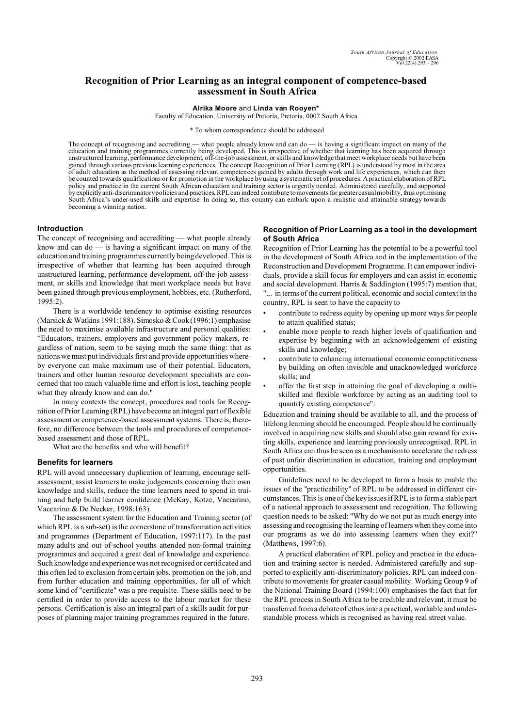# Recognition of Prior Learning as an integral component of competence-based assessment in South Africa

**Alrika Moore** and **Linda van Rooyen***

Faculty of Education, University of Pretoria, Pretoria, 0002 South Africa

* To whom correspondence should be addressed

The concept of recognising and accrediting — what people already know and can do — is having a significant impact on many of the education and training programmes currently being developed. This is irrespective of whether that learning has been acquired through unstructured learning, performance development, off-the-job assessment, or skills and knowledge that meet workplace needs but have been gained through various previous learning experiences. The concept Recognition of Prior Learning (RPL) is understood by most in the area of adult education as the method of assessing relevant competences gained by adults through work and life experiences, which can then be counted towards qualifications or for promotion in the workplace by using a systematic set of procedures. A practical elaboration of RPL policy and practice in the current South African education and training sector is urgently needed. Administered carefully, and supported by explicitly anti-discriminatory policies and practices, RPL can indeed contribute to movements for greater casual mobility, thus optimising South Africa's under-used skills and expertise. In doing so, this country can embark upon a realistic and attainable strategy towards becoming a winning nation.

## Introduction

The concept of recognising and accrediting — what people already know and can do — is having a significant impact on many of the education and training programmes currently being developed. This is irrespective of whether that learning has been acquired through unstructured learning, performance development, off-the-job assessment, or skills and knowledge that meet workplace needs but have been gained through previous employment, hobbies, etc. (Rutherford, 1995:2).

There is a worldwide tendency to optimise existing resources (Marsick & Watkins 1991:188). Simosko & Cook (1996:1) emphasise the need to maximise available infrastructure and personal qualities: "Educators, trainers, employers and government policy makers, regardless of nation, seem to be saying much the same thing: that as nations we must put individuals first and provide opportunities whereby everyone can make maximum use of their potential. Educators, trainers and other human resource development specialists are concerned that too much valuable time and effort is lost, teaching people what they already know and can do."

In many contexts the concept, procedures and tools for Recognition of Prior Learning (RPL) have become an integral part of flexible assessment or competence-based assessment systems. There is, therefore, no difference between the tools and procedures of competence-based assessment and those of RPL.

What are the benefits and who will benefit?

## Benefits for learners

RPL will avoid unnecessary duplication of learning, encourage self-assessment, assist learners to make judgements concerning their own knowledge and skills, reduce the time learners need to spend in training and help build learner confidence (McKay, Kotze, Vaccarino, Vaccarino & De Necker, 1998:163).

The assessment system for the Education and Training sector (of which RPL is a sub-set) is the cornerstone of transformation activities and programmes (Department of Education, 1997:117). In the past many adults and out-of-school youths attended non-formal training programmes and acquired a great deal of knowledge and experience. Such knowledge and experience was not recognised or certificated and this often led to exclusion from certain jobs, promotion on the job, and from further education and training opportunities, for all of which some kind of "certificate" was a pre-requisite. These skills need to be certified in order to provide access to the labour market for these persons. Certification is also an integral part of a skills audit for purposes of planning major training programmes required in the future.

## Recognition of Prior Learning as a tool in the development of South Africa

Recognition of Prior Learning has the potential to be a powerful tool in the development of South Africa and in the implementation of the Reconstruction and Development Programme. It can empower individuals, provide a skill focus for employers and can assist in economic and social development. Harris & Saddington (1995:7) mention that, "... in terms of the current political, economic and social context in the country, RPL is seen to have the capacity to

- contribute to redress equity by opening up more ways for people to attain qualified status;
- enable more people to reach higher levels of qualification and expertise by beginning with an acknowledgement of existing skills and knowledge;
- contribute to enhancing international economic competitiveness by building on often invisible and unacknowledged workforce skills; and
- offer the first step in attaining the goal of developing a multi-skilled and flexible workforce by acting as an auditing tool to quantify existing competence".

Education and training should be available to all, and the process of lifelong learning should be encouraged. People should be continually involved in acquiring new skills and should also gain reward for existing skills, experience and learning previously unrecognised. RPL in South Africa can thus be seen as a mechanism to accelerate the redress of past unfair discrimination in education, training and employment opportunities.

Guidelines need to be developed to form a basis to enable the issues of the "practicability" of RPL to be addressed in different circumstances. This is one of the key issues if RPL is to form a stable part of a national approach to assessment and recognition. The following question needs to be asked: "Why do we not put as much energy into assessing and recognising the learning of learners when they come into our programs as we do into assessing learners when they exit?" (Matthews, 1997:6).

A practical elaboration of RPL policy and practice in the education and training sector is needed. Administered carefully and supported to explicitly anti-discriminatory policies, RPL can indeed contribute to movements for greater casual mobility. Working Group 9 of the National Training Board (1994:100) emphasises the fact that for the RPL process in South Africa to be credible and relevant, it must be transferred from a debate of ethos into a practical, workable and understandable process which is recognised as having real street value.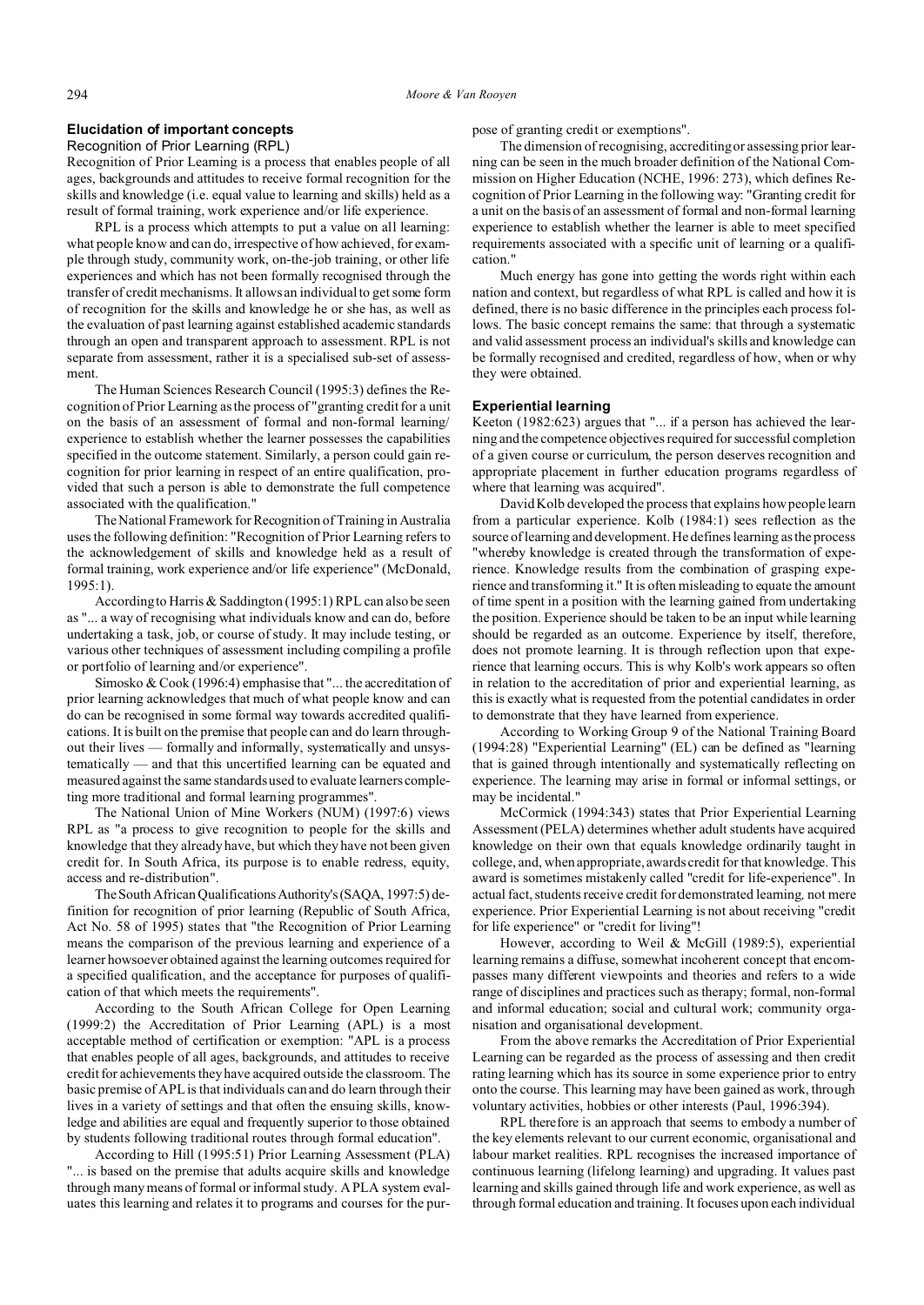## Elucidation of important concepts

### Recognition of Prior Learning (RPL)

Recognition of Prior Learning is a process that enables people of all ages, backgrounds and attitudes to receive formal recognition for the skills and knowledge (i.e. equal value to learning and skills) held as a result of formal training, work experience and/or life experience.

RPL is a process which attempts to put a value on all learning: what people know and can do, irrespective of how achieved, for example through study, community work, on-the-job training, or other life experiences and which has not been formally recognised through the transfer of credit mechanisms. It allows an individual to get some form of recognition for the skills and knowledge he or she has, as well as the evaluation of past learning against established academic standards through an open and transparent approach to assessment. RPL is not separate from assessment, rather it is a specialised sub-set of assessment.

The Human Sciences Research Council (1995:3) defines the Recognition of Prior Learning as the process of "granting credit for a unit on the basis of an assessment of formal and non-formal learning/ experience to establish whether the learner possesses the capabilities specified in the outcome statement. Similarly, a person could gain recognition for prior learning in respect of an entire qualification, provided that such a person is able to demonstrate the full competence associated with the qualification."

The National Framework for Recognition of Training in Australia uses the following definition: "Recognition of Prior Learning refers to the acknowledgement of skills and knowledge held as a result of formal training, work experience and/or life experience" (McDonald, 1995:1).

According to Harris & Saddington (1995:1) RPL can also be seen as "... a way of recognising what individuals know and can do, before undertaking a task, job, or course of study. It may include testing, or various other techniques of assessment including compiling a profile or portfolio of learning and/or experience".

Simosko & Cook (1996:4) emphasise that "... the accreditation of prior learning acknowledges that much of what people know and can do can be recognised in some formal way towards accredited qualifications. It is built on the premise that people can and do learn throughout their lives — formally and informally, systematically and unsystematically — and that this uncertified learning can be equated and measured against the same standards used to evaluate learners completing more traditional and formal learning programmes".

The National Union of Mine Workers (NUM) (1997:6) views RPL as "a process to give recognition to people for the skills and knowledge that they already have, but which they have not been given credit for. In South Africa, its purpose is to enable redress, equity, access and re-distribution".

The South African Qualifications Authority's (SAQA, 1997:5) definition for recognition of prior learning (Republic of South Africa, Act No. 58 of 1995) states that "the Recognition of Prior Learning means the comparison of the previous learning and experience of a learner howsoever obtained against the learning outcomes required for a specified qualification, and the acceptance for purposes of qualification of that which meets the requirements".

According to the South African College for Open Learning (1999:2) the Accreditation of Prior Learning (APL) is a most acceptable method of certification or exemption: "APL is a process that enables people of all ages, backgrounds, and attitudes to receive credit for achievements they have acquired outside the classroom. The basic premise of APL is that individuals can and do learn through their lives in a variety of settings and that often the ensuing skills, knowledge and abilities are equal and frequently superior to those obtained by students following traditional routes through formal education".

According to Hill (1995:51) Prior Learning Assessment (PLA) "... is based on the premise that adults acquire skills and knowledge through many means of formal or informal study. A PLA system evaluates this learning and relates it to programs and courses for the purpose of granting credit or exemptions".

The dimension of recognising, accrediting or assessing prior learning can be seen in the much broader definition of the National Commission on Higher Education (NCHE, 1996: 273), which defines Recognition of Prior Learning in the following way: "Granting credit for a unit on the basis of an assessment of formal and non-formal learning experience to establish whether the learner is able to meet specified requirements associated with a specific unit of learning or a qualification."

Much energy has gone into getting the words right within each nation and context, but regardless of what RPL is called and how it is defined, there is no basic difference in the principles each process follows. The basic concept remains the same: that through a systematic and valid assessment process an individual's skills and knowledge can be formally recognised and credited, regardless of how, when or why they were obtained.

### Experiential learning

Keeton (1982:623) argues that "... if a person has achieved the learning and the competence objectives required for successful completion of a given course or curriculum, the person deserves recognition and appropriate placement in further education programs regardless of where that learning was acquired".

David Kolb developed the process that explains how people learn from a particular experience. Kolb (1984:1) sees reflection as the source of learning and development. He defines learning as the process "whereby knowledge is created through the transformation of experience. Knowledge results from the combination of grasping experience and transforming it." It is often misleading to equate the amount of time spent in a position with the learning gained from undertaking the position. Experience should be taken to be an input while learning should be regarded as an outcome. Experience by itself, therefore, does not promote learning. It is through reflection upon that experience that learning occurs. This is why Kolb's work appears so often in relation to the accreditation of prior and experiential learning, as this is exactly what is requested from the potential candidates in order to demonstrate that they have learned from experience.

According to Working Group 9 of the National Training Board (1994:28) "Experiential Learning" (EL) can be defined as "learning that is gained through intentionally and systematically reflecting on experience. The learning may arise in formal or informal settings, or may be incidental."

McCormick (1994:343) states that Prior Experiential Learning Assessment (PELA) determines whether adult students have acquired knowledge on their own that equals knowledge ordinarily taught in college, and, when appropriate, awards credit for that knowledge. This award is sometimes mistakenly called "credit for life-experience". In actual fact, students receive credit for demonstrated learning, not mere experience. Prior Experiential Learning is not about receiving "credit for life experience" or "credit for living"!

However, according to Weil & McGill (1989:5), experiential learning remains a diffuse, somewhat incoherent concept that encompasses many different viewpoints and theories and refers to a wide range of disciplines and practices such as therapy; formal, non-formal and informal education; social and cultural work; community organisation and organisational development.

From the above remarks the Accreditation of Prior Experiential Learning can be regarded as the process of assessing and then credit rating learning which has its source in some experience prior to entry onto the course. This learning may have been gained as work, through voluntary activities, hobbies or other interests (Paul, 1996:394).

RPL therefore is an approach that seems to embody a number of the key elements relevant to our current economic, organisational and labour market realities. RPL recognises the increased importance of continuous learning (lifelong learning) and upgrading. It values past learning and skills gained through life and work experience, as well as through formal education and training. It focuses upon each individual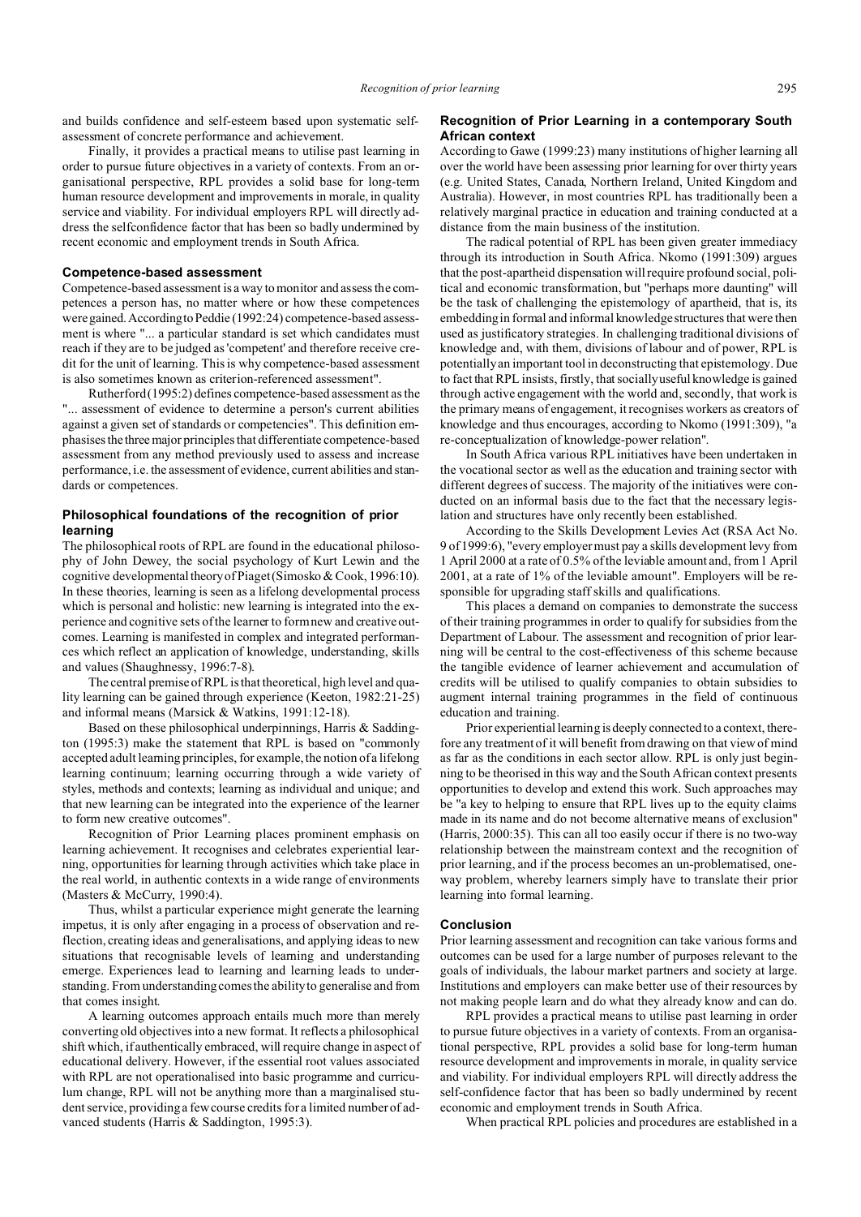and builds confidence and self-esteem based upon systematic self-assessment of concrete performance and achievement.

Finally, it provides a practical means to utilise past learning in order to pursue future objectives in a variety of contexts. From an organisational perspective, RPL provides a solid base for long-term human resource development and improvements in morale, in quality service and viability. For individual employers RPL will directly address the selfconfidence factor that has been so badly undermined by recent economic and employment trends in South Africa.

### Competence-based assessment

Competence-based assessment is a way to monitor and assess the competences a person has, no matter where or how these competences were gained. According to Peddie (1992:24) competence-based assessment is where "... a particular standard is set which candidates must reach if they are to be judged as 'competent' and therefore receive credit for the unit of learning. This is why competence-based assessment is also sometimes known as criterion-referenced assessment".

Rutherford (1995:2) defines competence-based assessment as the "... assessment of evidence to determine a person's current abilities against a given set of standards or competencies". This definition emphasises the three major principles that differentiate competence-based assessment from any method previously used to assess and increase performance, i.e. the assessment of evidence, current abilities and standards or competences.

### Philosophical foundations of the recognition of prior learning

The philosophical roots of RPL are found in the educational philosophy of John Dewey, the social psychology of Kurt Lewin and the cognitive developmental theory of Piaget (Simosko & Cook, 1996:10). In these theories, learning is seen as a lifelong developmental process which is personal and holistic: new learning is integrated into the experience and cognitive sets of the learner to form new and creative outcomes. Learning is manifested in complex and integrated performances which reflect an application of knowledge, understanding, skills and values (Shaughnessy, 1996:7-8).

The central premise of RPL is that theoretical, high level and quality learning can be gained through experience (Keeton, 1982:21-25) and informal means (Marsick & Watkins, 1991:12-18).

Based on these philosophical underpinnings, Harris & Saddington (1995:3) make the statement that RPL is based on "commonly accepted adult learning principles, for example, the notion of a lifelong learning continuum; learning occurring through a wide variety of styles, methods and contexts; learning as individual and unique; and that new learning can be integrated into the experience of the learner to form new creative outcomes".

Recognition of Prior Learning places prominent emphasis on learning achievement. It recognises and celebrates experiential learning, opportunities for learning through activities which take place in the real world, in authentic contexts in a wide range of environments (Masters & McCurry, 1990:4).

Thus, whilst a particular experience might generate the learning impetus, it is only after engaging in a process of observation and reflection, creating ideas and generalisations, and applying ideas to new situations that recognisable levels of learning and understanding emerge. Experiences lead to learning and learning leads to understanding. From understanding comes the ability to generalise and from that comes insight.

A learning outcomes approach entails much more than merely converting old objectives into a new format. It reflects a philosophical shift which, if authentically embraced, will require change in aspect of educational delivery. However, if the essential root values associated with RPL are not operationalised into basic programme and curriculum change, RPL will not be anything more than a marginalised student service, providing a few course credits for a limited number of advanced students (Harris & Saddington, 1995:3).

### Recognition of Prior Learning in a contemporary South African context

According to Gawe (1999:23) many institutions of higher learning all over the world have been assessing prior learning for over thirty years (e.g. United States, Canada, Northern Ireland, United Kingdom and Australia). However, in most countries RPL has traditionally been a relatively marginal practice in education and training conducted at a distance from the main business of the institution.

The radical potential of RPL has been given greater immediacy through its introduction in South Africa. Nkomo (1991:309) argues that the post-apartheid dispensation will require profound social, political and economic transformation, but "perhaps more daunting" will be the task of challenging the epistemology of apartheid, that is, its embedding in formal and informal knowledge structures that were then used as justificatory strategies. In challenging traditional divisions of knowledge and, with them, divisions of labour and of power, RPL is potentially an important tool in deconstructing that epistemology. Due to fact that RPL insists, firstly, that socially useful knowledge is gained through active engagement with the world and, secondly, that work is the primary means of engagement, it recognises workers as creators of knowledge and thus encourages, according to Nkomo (1991:309), "a re-conceptualization of knowledge-power relation".

In South Africa various RPL initiatives have been undertaken in the vocational sector as well as the education and training sector with different degrees of success. The majority of the initiatives were conducted on an informal basis due to the fact that the necessary legislation and structures have only recently been established.

According to the Skills Development Levies Act (RSA Act No. 9 of 1999:6), "every employer must pay a skills development levy from 1 April 2000 at a rate of 0.5% of the leviable amount and, from 1 April 2001, at a rate of 1% of the leviable amount". Employers will be responsible for upgrading staff skills and qualifications.

This places a demand on companies to demonstrate the success of their training programmes in order to qualify for subsidies from the Department of Labour. The assessment and recognition of prior learning will be central to the cost-effectiveness of this scheme because the tangible evidence of learner achievement and accumulation of credits will be utilised to qualify companies to obtain subsidies to augment internal training programmes in the field of continuous education and training.

Prior experiential learning is deeply connected to a context, therefore any treatment of it will benefit from drawing on that view of mind as far as the conditions in each sector allow. RPL is only just beginning to be theorised in this way and the South African context presents opportunities to develop and extend this work. Such approaches may be "a key to helping to ensure that RPL lives up to the equity claims made in its name and do not become alternative means of exclusion" (Harris, 2000:35). This can all too easily occur if there is no two-way relationship between the mainstream context and the recognition of prior learning, and if the process becomes an un-problematised, one-way problem, whereby learners simply have to translate their prior learning into formal learning.

### Conclusion

Prior learning assessment and recognition can take various forms and outcomes can be used for a large number of purposes relevant to the goals of individuals, the labour market partners and society at large. Institutions and employers can make better use of their resources by not making people learn and do what they already know and can do.

RPL provides a practical means to utilise past learning in order to pursue future objectives in a variety of contexts. From an organisational perspective, RPL provides a solid base for long-term human resource development and improvements in morale, in quality service and viability. For individual employers RPL will directly address the self-confidence factor that has been so badly undermined by recent economic and employment trends in South Africa.

When practical RPL policies and procedures are established in a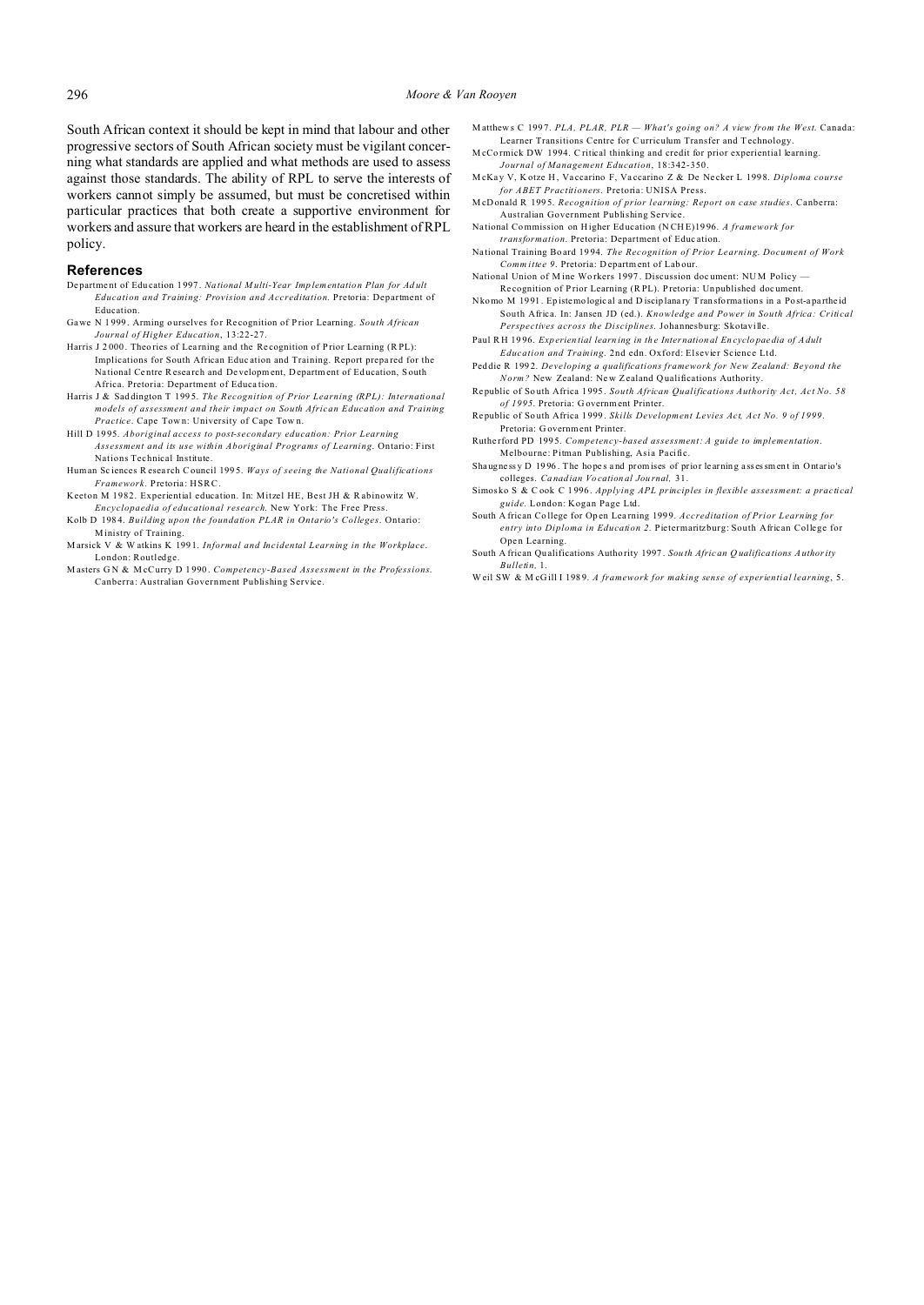South African context it should be kept in mind that labour and other progressive sectors of South African society must be vigilant concerning what standards are applied and what methods are used to assess against those standards. The ability of RPL to serve the interests of workers cannot simply be assumed, but must be concretised within particular practices that both create a supportive environment for workers and assure that workers are heard in the establishment of RPL policy.

## References

Department of Education 1997. *National Multi-Year Implementation Plan for Adult Education and Training: Provision and Accreditation.* Pretoria: Department of Education.

Gawe N 1999. Arming ourselves for Recognition of Prior Learning. *South African Journal of Higher Education*, 13:22-27.

Harris J 2000. Theories of Learning and the Recognition of Prior Learning (RPL): Implications for South African Education and Training. Report prepared for the National Centre Research and Development, Department of Education, South Africa. Pretoria: Department of Education.

Harris J & Saddington T 1995. *The Recognition of Prior Learning (RPL): International models of assessment and their impact on South African Education and Training Practice*. Cape Town: University of Cape Town.

Hill D 1995. *Aboriginal access to post-secondary education: Prior Learning Assessment and its use within Aboriginal Programs of Learning.* Ontario: First Nations Technical Institute.

Human Sciences Research Council 1995. *Ways of seeing the National Qualifications Framework.* Pretoria: HSRC.

Keeton M 1982. Experiential education. In: Mitzel HE, Best JH & Rabinowitz W. *Encyclopaedia of educational research*. New York: The Free Press.

Kolb D 1984. *Building upon the foundation PLAR in Ontario's Colleges*. Ontario: Ministry of Training.

Marsick V & Watkins K 1991. *Informal and Incidental Learning in the Workplace*. London: Routledge.

Masters GN & McCurry D 1990. *Competency-Based Assessment in the Professions.* Canberra: Australian Government Publishing Service.

Matthews C 1997. *PLA, PLAR, PLR — What's going on? A view from the West.* Canada: Learner Transitions Centre for Curriculum Transfer and Technology.

McCormick DW 1994. Critical thinking and credit for prior experiential learning. *Journal of Management Education*, 18:342-350.

McKay V, Kotze H, Vaccarino F, Vaccarino Z & De Necker L 1998. *Diploma course for ABET Practitioners.* Pretoria: UNISA Press.

McDonald R 1995. *Recognition of prior learning: Report on case studies*. Canberra: Australian Government Publishing Service.

National Commission on Higher Education (NCHE)1996. *A framework for transformation.* Pretoria: Department of Education.

National Training Board 1994. *The Recognition of Prior Learning. Document of Work Committee 9*. Pretoria: Department of Labour.

National Union of Mine Workers 1997. Discussion document: NUM Policy — Recognition of Prior Learning (RPL). Pretoria: Unpublished document.

Nkomo M 1991. Epistemological and Disciplanary Transformations in a Post-apartheid South Africa. In: Jansen JD (ed.). *Knowledge and Power in South Africa: Critical Perspectives across the Disciplines.* Johannesburg: Skotaville.

Paul RH 1996. *Experiential learning in the International Encyclopaedia of Adult Education and Training*. 2nd edn. Oxford: Elsevier Science Ltd.

Peddie R 1992. *Developing a qualifications framework for New Zealand: Beyond the Norm?* New Zealand: New Zealand Qualifications Authority.

Republic of South Africa 1995. *South African Qualifications Authority Act, Act No. 58 of 1995*. Pretoria: Government Printer.

Republic of South Africa 1999. *Skills Development Levies Act, Act No. 9 of 1999*. Pretoria: Government Printer.

Rutherford PD 1995. *Competency-based assessment: A guide to implementation*. Melbourne: Pitman Publishing, Asia Pacific.

Shaugnessy D 1996. The hopes and promises of prior learning assessment in Ontario's colleges. *Canadian Vocational Journal,* 31.

Simosko S & Cook C 1996. *Applying APL principles in flexible assessment: a practical guide.* London: Kogan Page Ltd.

South African College for Open Learning 1999. *Accreditation of Prior Learning for entry into Diploma in Education 2.* Pietermaritzburg: South African College for Open Learning.

South African Qualifications Authority 1997. *South African Qualifications Authority Bulletin,* 1.

Weil SW & McGill I 1989. *A framework for making sense of experiential learning*, 5.